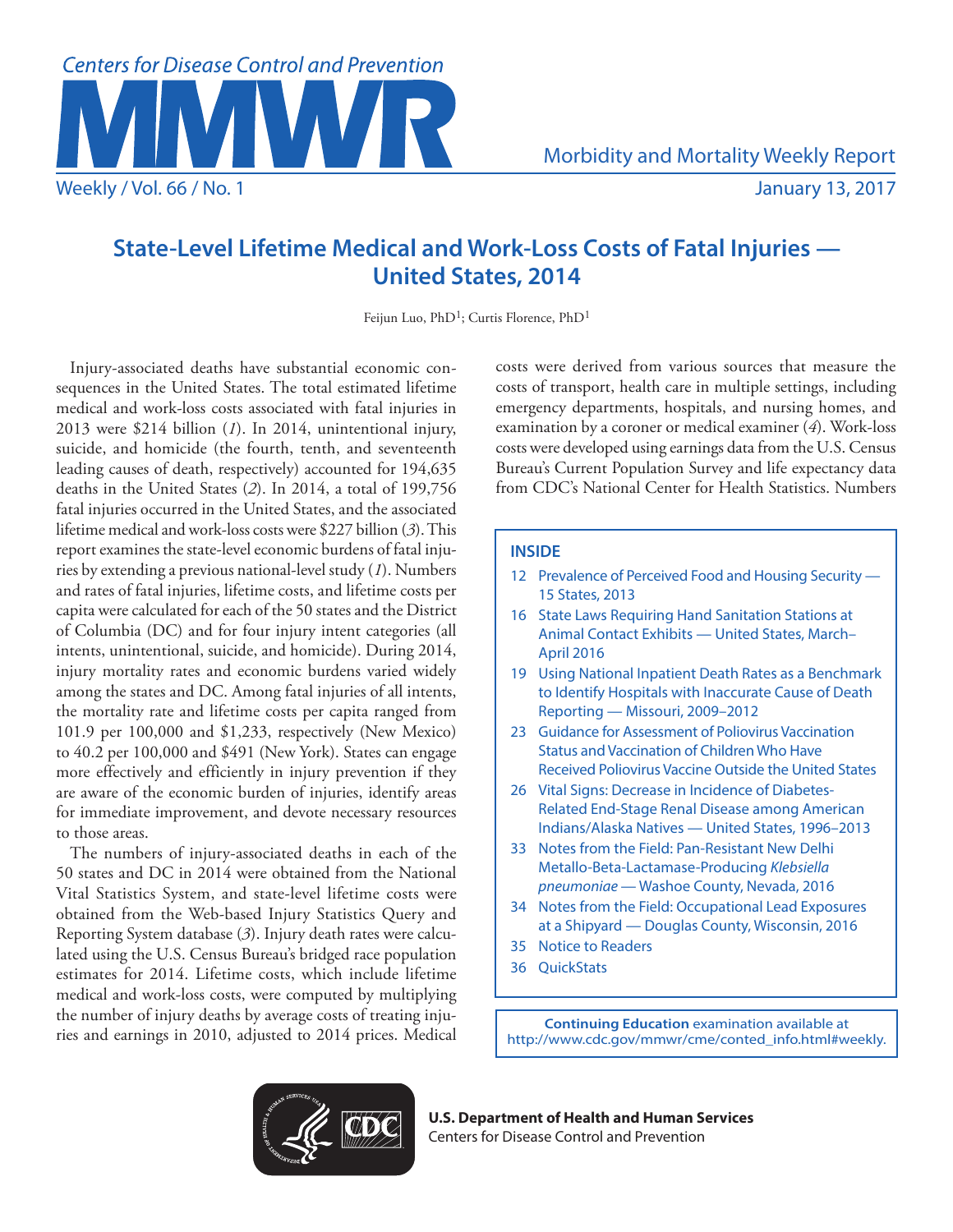# State-Level Lifetime Medical and Work-Loss Costs of Fatal Injuries — United States, 2014

Feijun Luo, PhD[1]; Curtis Florence, PhD[1]

Injury-associated deaths have substantial economic consequences in the United States. The total estimated lifetime medical and work-loss costs associated with fatal injuries in 2013 were $214 billion (*1*). In 2014, unintentional injury, suicide, and homicide (the fourth, tenth, and seventeenth leading causes of death, respectively) accounted for 194,635 deaths in the United States (*2*). In 2014, a total of 199,756 fatal injuries occurred in the United States, and the associated lifetime medical and work-loss costs were $227 billion (*3*). This report examines the state-level economic burdens of fatal injuries by extending a previous national-level study (*1*). Numbers and rates of fatal injuries, lifetime costs, and lifetime costs per capita were calculated for each of the 50 states and the District of Columbia (DC) and for four injury intent categories (all intents, unintentional, suicide, and homicide). During 2014, injury mortality rates and economic burdens varied widely among the states and DC. Among fatal injuries of all intents, the mortality rate and lifetime costs per capita ranged from 101.9 per 100,000 and $1,233, respectively (New Mexico) to 40.2 per 100,000 and $491 (New York). States can engage more effectively and efficiently in injury prevention if they are aware of the economic burden of injuries, identify areas for immediate improvement, and devote necessary resources to those areas.

The numbers of injury-associated deaths in each of the 50 states and DC in 2014 were obtained from the National Vital Statistics System, and state-level lifetime costs were obtained from the Web-based Injury Statistics Query and Reporting System database (*3*). Injury death rates were calculated using the U.S. Census Bureau's bridged race population estimates for 2014. Lifetime costs, which include lifetime medical and work-loss costs, were computed by multiplying the number of injury deaths by average costs of treating injuries and earnings in 2010, adjusted to 2014 prices. Medical costs were derived from various sources that measure the costs of transport, health care in multiple settings, including emergency departments, hospitals, and nursing homes, and examination by a coroner or medical examiner (*4*). Work-loss costs were developed using earnings data from the U.S. Census Bureau's Current Population Survey and life expectancy data from CDC's National Center for Health Statistics. Numbers

**INSIDE**

- 12 Prevalence of Perceived Food and Housing Security — 15 States, 2013
- 16 State Laws Requiring Hand Sanitation Stations at Animal Contact Exhibits — United States, March–April 2016
- 19 Using National Inpatient Death Rates as a Benchmark to Identify Hospitals with Inaccurate Cause of Death Reporting — Missouri, 2009–2012
- 23 Guidance for Assessment of Poliovirus Vaccination Status and Vaccination of Children Who Have Received Poliovirus Vaccine Outside the United States
- 26 Vital Signs: Decrease in Incidence of Diabetes-Related End-Stage Renal Disease among American Indians/Alaska Natives — United States, 1996–2013
- 33 Notes from the Field: Pan-Resistant New Delhi Metallo-Beta-Lactamase-Producing *Klebsiella pneumoniae* — Washoe County, Nevada, 2016
- 34 Notes from the Field: Occupational Lead Exposures at a Shipyard — Douglas County, Wisconsin, 2016
- 35 Notice to Readers
- 36 QuickStats

**Continuing Education** examination available at http://www.cdc.gov/mmwr/cme/conted_info.html#weekly.

**U.S. Department of Health and Human Services**
Centers for Disease Control and Prevention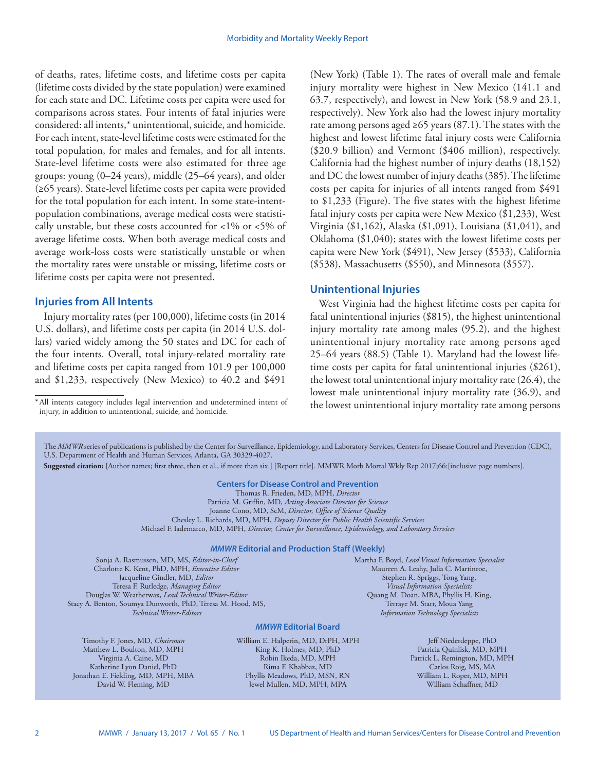of deaths, rates, lifetime costs, and lifetime costs per capita (lifetime costs divided by the state population) were examined for each state and DC. Lifetime costs per capita were used for comparisons across states. Four intents of fatal injuries were considered: all intents,* unintentional, suicide, and homicide. For each intent, state-level lifetime costs were estimated for the total population, for males and females, and for all intents. State-level lifetime costs were also estimated for three age groups: young (0–24 years), middle (25–64 years), and older (≥65 years). State-level lifetime costs per capita were provided for the total population for each intent. In some state-intent-population combinations, average medical costs were statistically unstable, but these costs accounted for <1% or <5% of average lifetime costs. When both average medical costs and average work-loss costs were statistically unstable or when the mortality rates were unstable or missing, lifetime costs or lifetime costs per capita were not presented.

## Injuries from All Intents

Injury mortality rates (per 100,000), lifetime costs (in 2014 U.S. dollars), and lifetime costs per capita (in 2014 U.S. dollars) varied widely among the 50 states and DC for each of the four intents. Overall, total injury-related mortality rate and lifetime costs per capita ranged from 101.9 per 100,000 and $1,233, respectively (New Mexico) to 40.2 and $491 (New York) (Table 1). The rates of overall male and female injury mortality were highest in New Mexico (141.1 and 63.7, respectively), and lowest in New York (58.9 and 23.1, respectively). New York also had the lowest injury mortality rate among persons aged ≥65 years (87.1). The states with the highest and lowest lifetime fatal injury costs were California ($20.9 billion) and Vermont ($406 million), respectively. California had the highest number of injury deaths (18,152) and DC the lowest number of injury deaths (385). The lifetime costs per capita for injuries of all intents ranged from $491 to $1,233 (Figure). The five states with the highest lifetime fatal injury costs per capita were New Mexico ($1,233), West Virginia ($1,162), Alaska ($1,091), Louisiana ($1,041), and Oklahoma ($1,040); states with the lowest lifetime costs per capita were New York ($491), New Jersey ($533), California ($538), Massachusetts ($550), and Minnesota ($557).

## Unintentional Injuries

West Virginia had the highest lifetime costs per capita for fatal unintentional injuries ($815), the highest unintentional injury mortality rate among males (95.2), and the highest unintentional injury mortality rate among persons aged 25–64 years (88.5) (Table 1). Maryland had the lowest lifetime costs per capita for fatal unintentional injuries ($261), the lowest total unintentional injury mortality rate (26.4), the lowest male unintentional injury mortality rate (36.9), and the lowest unintentional injury mortality rate among persons

*All intents category includes legal intervention and undetermined intent of injury, in addition to unintentional, suicide, and homicide.

The *MMWR* series of publications is published by the Center for Surveillance, Epidemiology, and Laboratory Services, Centers for Disease Control and Prevention (CDC), U.S. Department of Health and Human Services, Atlanta, GA 30329-4027.

**Suggested citation:** [Author names; first three, then et al., if more than six.] [Report title]. MMWR Morb Mortal Wkly Rep 2017;66:[inclusive page numbers].

**Centers for Disease Control and Prevention**

Thomas R. Frieden, MD, MPH, *Director*
Patricia M. Griffin, MD, *Acting Associate Director for Science*
Joanne Cono, MD, ScM, *Director, Office of Science Quality*
Chesley L. Richards, MD, MPH, *Deputy Director for Public Health Scientific Services*
Michael F. Iademarco, MD, MPH, *Director, Center for Surveillance, Epidemiology, and Laboratory Services*

***MMWR* Editorial and Production Staff (Weekly)**

Sonja A. Rasmussen, MD, MS, *Editor-in-Chief*
Charlotte K. Kent, PhD, MPH, *Executive Editor*
Jacqueline Gindler, MD, *Editor*
Teresa F. Rutledge, *Managing Editor*
Douglas W. Weatherwax, *Lead Technical Writer-Editor*
Stacy A. Benton, Soumya Dunworth, PhD, Teresa M. Hood, MS, *Technical Writer-Editors*

Martha F. Boyd, *Lead Visual Information Specialist*
Maureen A. Leahy, Julia C. Martinroe, Stephen R. Spriggs, Tong Yang, *Visual Information Specialists*
Quang M. Doan, MBA, Phyllis H. King, Terraye M. Starr, Moua Yang, *Information Technology Specialists*

***MMWR* Editorial Board**

Timothy F. Jones, MD, *Chairman*
Matthew L. Boulton, MD, MPH
Virginia A. Caine, MD
Katherine Lyon Daniel, PhD
Jonathan E. Fielding, MD, MPH, MBA
David W. Fleming, MD
William E. Halperin, MD, DrPH, MPH
King K. Holmes, MD, PhD
Robin Ikeda, MD, MPH
Rima F. Khabbaz, MD
Phyllis Meadows, PhD, MSN, RN
Jewel Mullen, MD, MPH, MPA
Jeff Niederdeppe, PhD
Patricia Quinlisk, MD, MPH
Patrick L. Remington, MD, MPH
Carlos Roig, MS, MA
William L. Roper, MD, MPH
William Schaffner, MD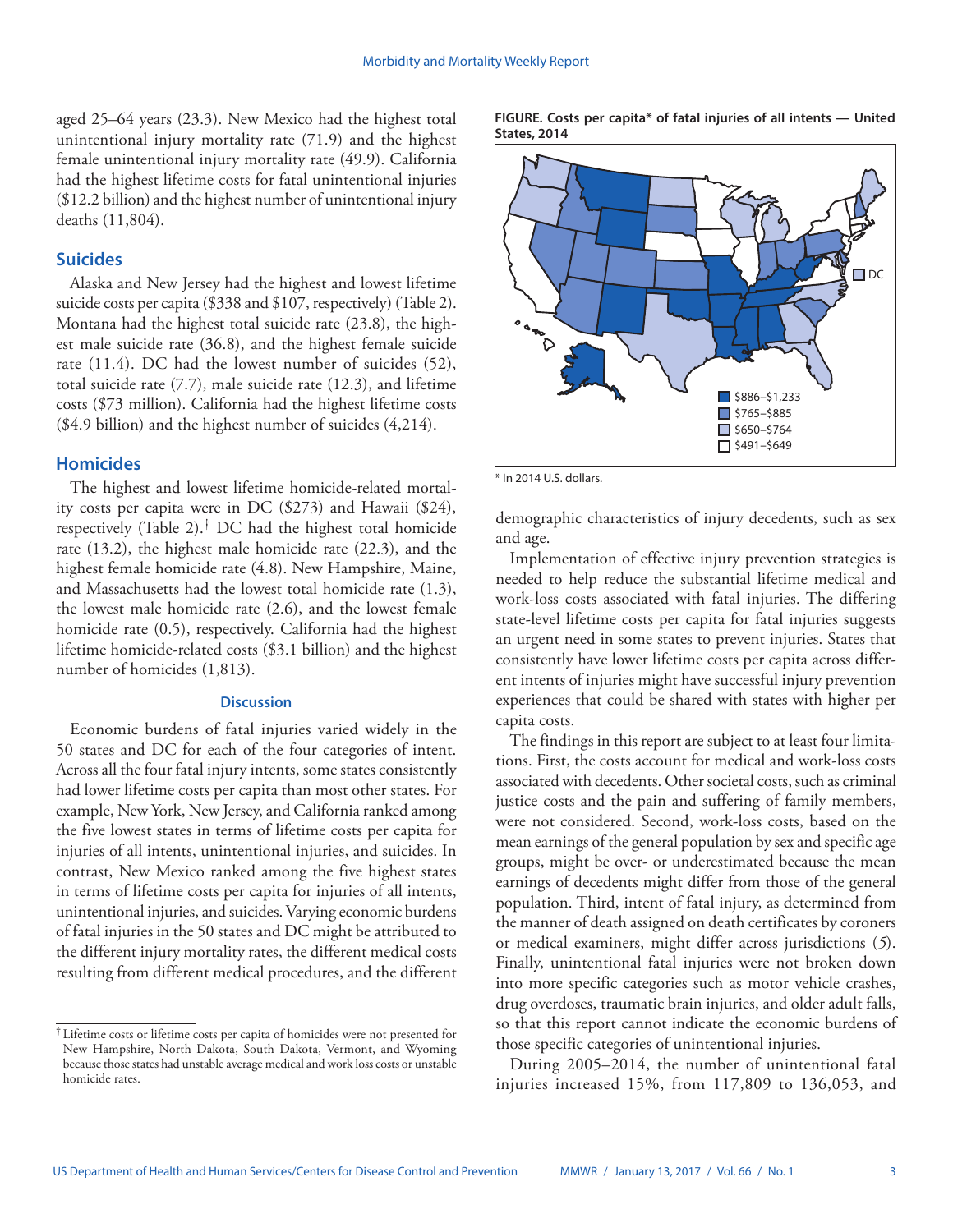aged 25–64 years (23.3). New Mexico had the highest total unintentional injury mortality rate (71.9) and the highest female unintentional injury mortality rate (49.9). California had the highest lifetime costs for fatal unintentional injuries ($12.2 billion) and the highest number of unintentional injury deaths (11,804).

## Suicides

Alaska and New Jersey had the highest and lowest lifetime suicide costs per capita ($338 and $107, respectively) (Table 2). Montana had the highest total suicide rate (23.8), the highest male suicide rate (36.8), and the highest female suicide rate (11.4). DC had the lowest number of suicides (52), total suicide rate (7.7), male suicide rate (12.3), and lifetime costs ($73 million). California had the highest lifetime costs ($4.9 billion) and the highest number of suicides (4,214).

## Homicides

The highest and lowest lifetime homicide-related mortality costs per capita were in DC ($273) and Hawaii ($24), respectively (Table 2).[†] DC had the highest total homicide rate (13.2), the highest male homicide rate (22.3), and the highest female homicide rate (4.8). New Hampshire, Maine, and Massachusetts had the lowest total homicide rate (1.3), the lowest male homicide rate (2.6), and the lowest female homicide rate (0.5), respectively. California had the highest lifetime homicide-related costs ($3.1 billion) and the highest number of homicides (1,813).

### Discussion

Economic burdens of fatal injuries varied widely in the 50 states and DC for each of the four categories of intent. Across all the four fatal injury intents, some states consistently had lower lifetime costs per capita than most other states. For example, New York, New Jersey, and California ranked among the five lowest states in terms of lifetime costs per capita for injuries of all intents, unintentional injuries, and suicides. In contrast, New Mexico ranked among the five highest states in terms of lifetime costs per capita for injuries of all intents, unintentional injuries, and suicides. Varying economic burdens of fatal injuries in the 50 states and DC might be attributed to the different injury mortality rates, the different medical costs resulting from different medical procedures, and the different demographic characteristics of injury decedents, such as sex and age.

[†] Lifetime costs or lifetime costs per capita of homicides were not presented for New Hampshire, North Dakota, South Dakota, Vermont, and Wyoming because those states had unstable average medical and work loss costs or unstable homicide rates.

**FIGURE. Costs per capita\* of fatal injuries of all intents — United States, 2014**

\* In 2014 U.S. dollars.

Implementation of effective injury prevention strategies is needed to help reduce the substantial lifetime medical and work-loss costs associated with fatal injuries. The differing state-level lifetime costs per capita for fatal injuries suggests an urgent need in some states to prevent injuries. States that consistently have lower lifetime costs per capita across different intents of injuries might have successful injury prevention experiences that could be shared with states with higher per capita costs.

The findings in this report are subject to at least four limitations. First, the costs account for medical and work-loss costs associated with decedents. Other societal costs, such as criminal justice costs and the pain and suffering of family members, were not considered. Second, work-loss costs, based on the mean earnings of the general population by sex and specific age groups, might be over- or underestimated because the mean earnings of decedents might differ from those of the general population. Third, intent of fatal injury, as determined from the manner of death assigned on death certificates by coroners or medical examiners, might differ across jurisdictions (*5*). Finally, unintentional fatal injuries were not broken down into more specific categories such as motor vehicle crashes, drug overdoses, traumatic brain injuries, and older adult falls, so that this report cannot indicate the economic burdens of those specific categories of unintentional injuries.

During 2005–2014, the number of unintentional fatal injuries increased 15%, from 117,809 to 136,053, and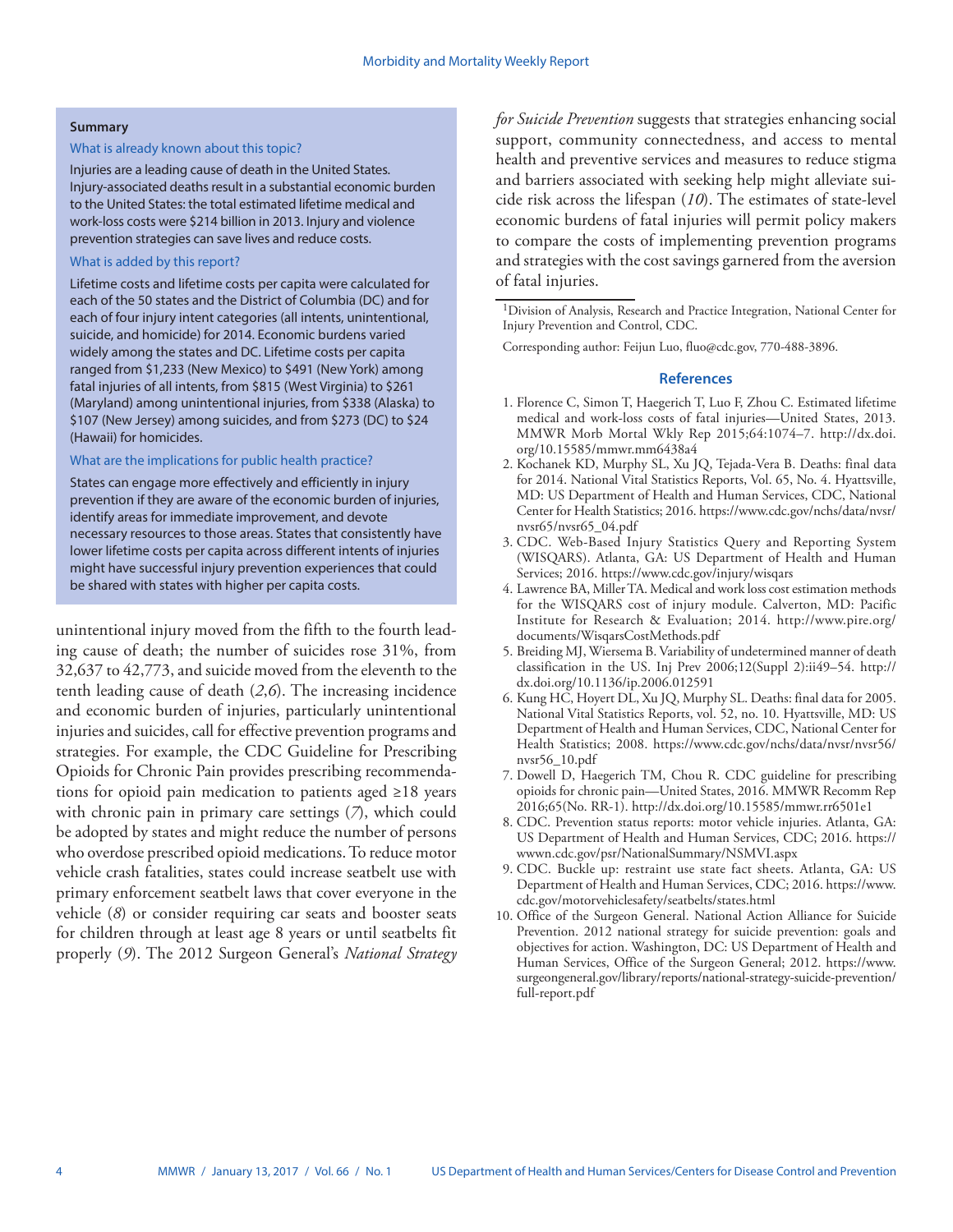**Summary**

What is already known about this topic?

Injuries are a leading cause of death in the United States. Injury-associated deaths result in a substantial economic burden to the United States: the total estimated lifetime medical and work-loss costs were $214 billion in 2013. Injury and violence prevention strategies can save lives and reduce costs.

What is added by this report?

Lifetime costs and lifetime costs per capita were calculated for each of the 50 states and the District of Columbia (DC) and for each of four injury intent categories (all intents, unintentional, suicide, and homicide) for 2014. Economic burdens varied widely among the states and DC. Lifetime costs per capita ranged from $1,233 (New Mexico) to $491 (New York) among fatal injuries of all intents, from $815 (West Virginia) to $261 (Maryland) among unintentional injuries, from $338 (Alaska) to $107 (New Jersey) among suicides, and from $273 (DC) to $24 (Hawaii) for homicides.

What are the implications for public health practice?

States can engage more effectively and efficiently in injury prevention if they are aware of the economic burden of injuries, identify areas for immediate improvement, and devote necessary resources to those areas. States that consistently have lower lifetime costs per capita across different intents of injuries might have successful injury prevention experiences that could be shared with states with higher per capita costs.

unintentional injury moved from the fifth to the fourth leading cause of death; the number of suicides rose 31%, from 32,637 to 42,773, and suicide moved from the eleventh to the tenth leading cause of death (*2*,*6*). The increasing incidence and economic burden of injuries, particularly unintentional injuries and suicides, call for effective prevention programs and strategies. For example, the CDC Guideline for Prescribing Opioids for Chronic Pain provides prescribing recommendations for opioid pain medication to patients aged ≥18 years with chronic pain in primary care settings (*7*), which could be adopted by states and might reduce the number of persons who overdose prescribed opioid medications. To reduce motor vehicle crash fatalities, states could increase seatbelt use with primary enforcement seatbelt laws that cover everyone in the vehicle (*8*) or consider requiring car seats and booster seats for children through at least age 8 years or until seatbelts fit properly (*9*). The 2012 Surgeon General's *National Strategy for Suicide Prevention* suggests that strategies enhancing social support, community connectedness, and access to mental health and preventive services and measures to reduce stigma and barriers associated with seeking help might alleviate suicide risk across the lifespan (*10*). The estimates of state-level economic burdens of fatal injuries will permit policy makers to compare the costs of implementing prevention programs and strategies with the cost savings garnered from the aversion of fatal injuries.

---

[1]Division of Analysis, Research and Practice Integration, National Center for Injury Prevention and Control, CDC.

Corresponding author: Feijun Luo, fluo@cdc.gov, 770-488-3896.

## References

1. Florence C, Simon T, Haegerich T, Luo F, Zhou C. Estimated lifetime medical and work-loss costs of fatal injuries—United States, 2013. MMWR Morb Mortal Wkly Rep 2015;64:1074–7. http://dx.doi.org/10.15585/mmwr.mm6438a4
2. Kochanek KD, Murphy SL, Xu JQ, Tejada-Vera B. Deaths: final data for 2014. National Vital Statistics Reports, Vol. 65, No. 4. Hyattsville, MD: US Department of Health and Human Services, CDC, National Center for Health Statistics; 2016. https://www.cdc.gov/nchs/data/nvsr/nvsr65/nvsr65_04.pdf
3. CDC. Web-Based Injury Statistics Query and Reporting System (WISQARS). Atlanta, GA: US Department of Health and Human Services; 2016. https://www.cdc.gov/injury/wisqars
4. Lawrence BA, Miller TA. Medical and work loss cost estimation methods for the WISQARS cost of injury module. Calverton, MD: Pacific Institute for Research & Evaluation; 2014. http://www.pire.org/documents/WisqarsCostMethods.pdf
5. Breiding MJ, Wiersema B. Variability of undetermined manner of death classification in the US. Inj Prev 2006;12(Suppl 2):ii49–54. http://dx.doi.org/10.1136/ip.2006.012591
6. Kung HC, Hoyert DL, Xu JQ, Murphy SL. Deaths: final data for 2005. National Vital Statistics Reports, vol. 52, no. 10. Hyattsville, MD: US Department of Health and Human Services, CDC, National Center for Health Statistics; 2008. https://www.cdc.gov/nchs/data/nvsr/nvsr56/nvsr56_10.pdf
7. Dowell D, Haegerich TM, Chou R. CDC guideline for prescribing opioids for chronic pain—United States, 2016. MMWR Recomm Rep 2016;65(No. RR-1). http://dx.doi.org/10.15585/mmwr.rr6501e1
8. CDC. Prevention status reports: motor vehicle injuries. Atlanta, GA: US Department of Health and Human Services, CDC; 2016. https://wwwn.cdc.gov/psr/NationalSummary/NSMVI.aspx
9. CDC. Buckle up: restraint use state fact sheets. Atlanta, GA: US Department of Health and Human Services, CDC; 2016. https://www.cdc.gov/motorvehiclesafety/seatbelts/states.html
10. Office of the Surgeon General. National Action Alliance for Suicide Prevention. 2012 national strategy for suicide prevention: goals and objectives for action. Washington, DC: US Department of Health and Human Services, Office of the Surgeon General; 2012. https://www.surgeongeneral.gov/library/reports/national-strategy-suicide-prevention/full-report.pdf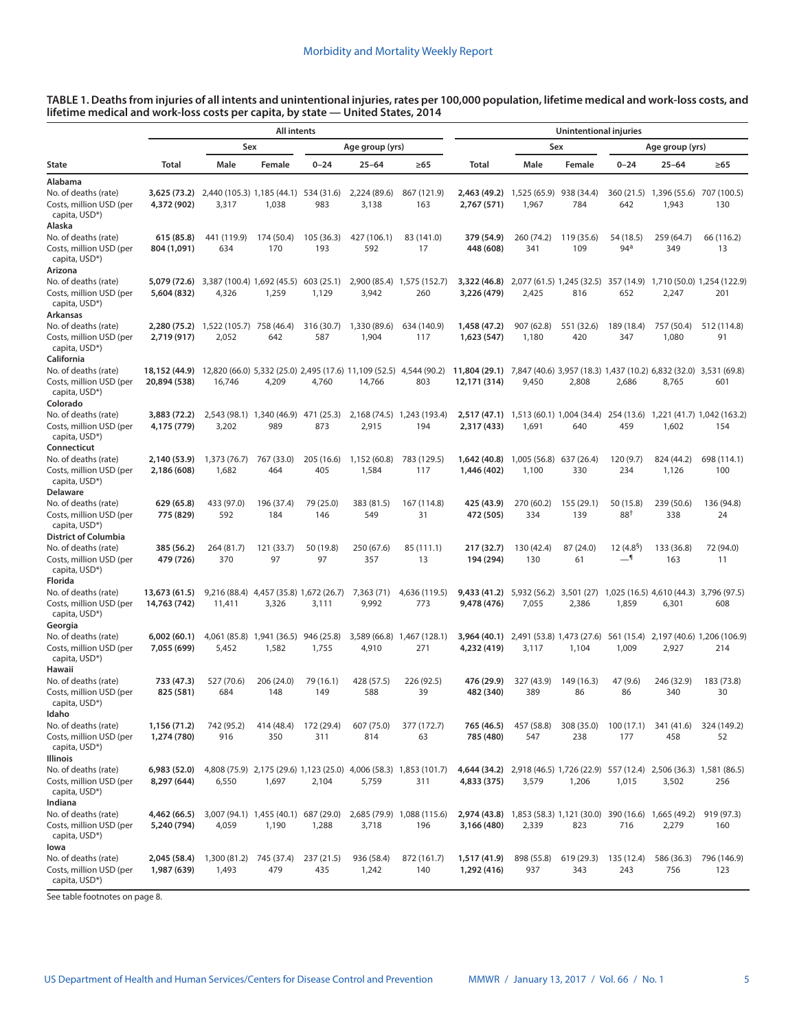**TABLE 1. Deaths from injuries of all intents and unintentional injuries, rates per 100,000 population, lifetime medical and work-loss costs, and lifetime medical and work-loss costs per capita, by state — United States, 2014**

| State | All intents | | | | | | Unintentional injuries | | | | | |
|---|---|---|---|---|---|---|---|---|---|---|---|---|
| | | Sex | | Age group (yrs) | | | | Sex | | Age group (yrs) | | |
| | Total | Male | Female | 0–24 | 25–64 | ≥65 | Total | Male | Female | 0–24 | 25–64 | ≥65 |
| **Alabama** | | | | | | | | | | | | |
| No. of deaths (rate) | **3,625 (73.2)** | 2,440 (105.3) | 1,185 (44.1) | 534 (31.6) | 2,224 (89.6) | 867 (121.9) | **2,463 (49.2)** | 1,525 (65.9) | 938 (34.4) | 360 (21.5) | 1,396 (55.6) | 707 (100.5) |
| Costs, million USD (per capita, USD*) | **4,372 (902)** | 3,317 | 1,038 | 983 | 3,138 | 163 | **2,767 (571)** | 1,967 | 784 | 642 | 1,943 | 130 |
| **Alaska** | | | | | | | | | | | | |
| No. of deaths (rate) | **615 (85.8)** | 441 (119.9) | 174 (50.4) | 105 (36.3) | 427 (106.1) | 83 (141.0) | **379 (54.9)** | 260 (74.2) | 119 (35.6) | 54 (18.5) | 259 (64.7) | 66 (116.2) |
| Costs, million USD (per capita, USD*) | **804 (1,091)** | 634 | 170 | 193 | 592 | 17 | **448 (608)** | 341 | 109 | 94[a] | 349 | 13 |
| **Arizona** | | | | | | | | | | | | |
| No. of deaths (rate) | **5,079 (72.6)** | 3,387 (100.4) | 1,692 (45.5) | 603 (25.1) | 2,900 (85.4) | 1,575 (152.7) | **3,322 (46.8)** | 2,077 (61.5) | 1,245 (32.5) | 357 (14.9) | 1,710 (50.0) | 1,254 (122.9) |
| Costs, million USD (per capita, USD*) | **5,604 (832)** | 4,326 | 1,259 | 1,129 | 3,942 | 260 | **3,226 (479)** | 2,425 | 816 | 652 | 2,247 | 201 |
| **Arkansas** | | | | | | | | | | | | |
| No. of deaths (rate) | **2,280 (75.2)** | 1,522 (105.7) | 758 (46.4) | 316 (30.7) | 1,330 (89.6) | 634 (140.9) | **1,458 (47.2)** | 907 (62.8) | 551 (32.6) | 189 (18.4) | 757 (50.4) | 512 (114.8) |
| Costs, million USD (per capita, USD*) | **2,719 (917)** | 2,052 | 642 | 587 | 1,904 | 117 | **1,623 (547)** | 1,180 | 420 | 347 | 1,080 | 91 |
| **California** | | | | | | | | | | | | |
| No. of deaths (rate) | **18,152 (44.9)** | 12,820 (66.0) | 5,332 (25.0) | 2,495 (17.6) | 11,109 (52.5) | 4,544 (90.2) | **11,804 (29.1)** | 7,847 (40.6) | 3,957 (18.3) | 1,437 (10.2) | 6,832 (32.0) | 3,531 (69.8) |
| Costs, million USD (per capita, USD*) | **20,894 (538)** | 16,746 | 4,209 | 4,760 | 14,766 | 803 | **12,171 (314)** | 9,450 | 2,808 | 2,686 | 8,765 | 601 |
| **Colorado** | | | | | | | | | | | | |
| No. of deaths (rate) | **3,883 (72.2)** | 2,543 (98.1) | 1,340 (46.9) | 471 (25.3) | 2,168 (74.5) | 1,243 (193.4) | **2,517 (47.1)** | 1,513 (60.1) | 1,004 (34.4) | 254 (13.6) | 1,221 (41.7) | 1,042 (163.2) |
| Costs, million USD (per capita, USD*) | **4,175 (779)** | 3,202 | 989 | 873 | 2,915 | 194 | **2,317 (433)** | 1,691 | 640 | 459 | 1,602 | 154 |
| **Connecticut** | | | | | | | | | | | | |
| No. of deaths (rate) | **2,140 (53.9)** | 1,373 (76.7) | 767 (33.0) | 205 (16.6) | 1,152 (60.8) | 783 (129.5) | **1,642 (40.8)** | 1,005 (56.8) | 637 (26.4) | 120 (9.7) | 824 (44.2) | 698 (114.1) |
| Costs, million USD (per capita, USD*) | **2,186 (608)** | 1,682 | 464 | 405 | 1,584 | 117 | **1,446 (402)** | 1,100 | 330 | 234 | 1,126 | 100 |
| **Delaware** | | | | | | | | | | | | |
| No. of deaths (rate) | **629 (65.8)** | 433 (97.0) | 196 (37.4) | 79 (25.0) | 383 (81.5) | 167 (114.8) | **425 (43.9)** | 270 (60.2) | 155 (29.1) | 50 (15.8) | 239 (50.6) | 136 (94.8) |
| Costs, million USD (per capita, USD*) | **775 (829)** | 592 | 184 | 146 | 549 | 31 | **472 (505)** | 334 | 139 | 88[†] | 338 | 24 |
| **District of Columbia** | | | | | | | | | | | | |
| No. of deaths (rate) | **385 (56.2)** | 264 (81.7) | 121 (33.7) | 50 (19.8) | 250 (67.6) | 85 (111.1) | **217 (32.7)** | 130 (42.4) | 87 (24.0) | 12 (4.8[§]) | 133 (36.8) | 72 (94.0) |
| Costs, million USD (per capita, USD*) | **479 (726)** | 370 | 97 | 97 | 357 | 13 | **194 (294)** | 130 | 61 | —[¶] | 163 | 11 |
| **Florida** | | | | | | | | | | | | |
| No. of deaths (rate) | **13,673 (61.5)** | 9,216 (88.4) | 4,457 (35.8) | 1,672 (26.7) | 7,363 (71) | 4,636 (119.5) | **9,433 (41.2)** | 5,932 (56.2) | 3,501 (27) | 1,025 (16.5) | 4,610 (44.3) | 3,796 (97.5) |
| Costs, million USD (per capita, USD*) | **14,763 (742)** | 11,411 | 3,326 | 3,111 | 9,992 | 773 | **9,478 (476)** | 7,055 | 2,386 | 1,859 | 6,301 | 608 |
| **Georgia** | | | | | | | | | | | | |
| No. of deaths (rate) | **6,002 (60.1)** | 4,061 (85.8) | 1,941 (36.5) | 946 (25.8) | 3,589 (66.8) | 1,467 (128.1) | **3,964 (40.1)** | 2,491 (53.8) | 1,473 (27.6) | 561 (15.4) | 2,197 (40.6) | 1,206 (106.9) |
| Costs, million USD (per capita, USD*) | **7,055 (699)** | 5,452 | 1,582 | 1,755 | 4,910 | 271 | **4,232 (419)** | 3,117 | 1,104 | 1,009 | 2,927 | 214 |
| **Hawaii** | | | | | | | | | | | | |
| No. of deaths (rate) | **733 (47.3)** | 527 (70.6) | 206 (24.0) | 79 (16.1) | 428 (57.5) | 226 (92.5) | **476 (29.9)** | 327 (43.9) | 149 (16.3) | 47 (9.6) | 246 (32.9) | 183 (73.8) |
| Costs, million USD (per capita, USD*) | **825 (581)** | 684 | 148 | 149 | 588 | 39 | **482 (340)** | 389 | 86 | 86 | 340 | 30 |
| **Idaho** | | | | | | | | | | | | |
| No. of deaths (rate) | **1,156 (71.2)** | 742 (95.2) | 414 (48.4) | 172 (29.4) | 607 (75.0) | 377 (172.7) | **765 (46.5)** | 457 (58.8) | 308 (35.0) | 100 (17.1) | 341 (41.6) | 324 (149.2) |
| Costs, million USD (per capita, USD*) | **1,274 (780)** | 916 | 350 | 311 | 814 | 63 | **785 (480)** | 547 | 238 | 177 | 458 | 52 |
| **Illinois** | | | | | | | | | | | | |
| No. of deaths (rate) | **6,983 (52.0)** | 4,808 (75.9) | 2,175 (29.6) | 1,123 (25.0) | 4,006 (58.3) | 1,853 (101.7) | **4,644 (34.2)** | 2,918 (46.5) | 1,726 (22.9) | 557 (12.4) | 2,506 (36.3) | 1,581 (86.5) |
| Costs, million USD (per capita, USD*) | **8,297 (644)** | 6,550 | 1,697 | 2,104 | 5,759 | 311 | **4,833 (375)** | 3,579 | 1,206 | 1,015 | 3,502 | 256 |
| **Indiana** | | | | | | | | | | | | |
| No. of deaths (rate) | **4,462 (66.5)** | 3,007 (94.1) | 1,455 (40.1) | 687 (29.0) | 2,685 (79.9) | 1,088 (115.6) | **2,974 (43.8)** | 1,853 (58.3) | 1,121 (30.0) | 390 (16.6) | 1,665 (49.2) | 919 (97.3) |
| Costs, million USD (per capita, USD*) | **5,240 (794)** | 4,059 | 1,190 | 1,288 | 3,718 | 196 | **3,166 (480)** | 2,339 | 823 | 716 | 2,279 | 160 |
| **Iowa** | | | | | | | | | | | | |
| No. of deaths (rate) | **2,045 (58.4)** | 1,300 (81.2) | 745 (37.4) | 237 (21.5) | 936 (58.4) | 872 (161.7) | **1,517 (41.9)** | 898 (55.8) | 619 (29.3) | 135 (12.4) | 586 (36.3) | 796 (146.9) |
| Costs, million USD (per capita, USD*) | **1,987 (639)** | 1,493 | 479 | 435 | 1,242 | 140 | **1,292 (416)** | 937 | 343 | 243 | 756 | 123 |

See table footnotes on page 8.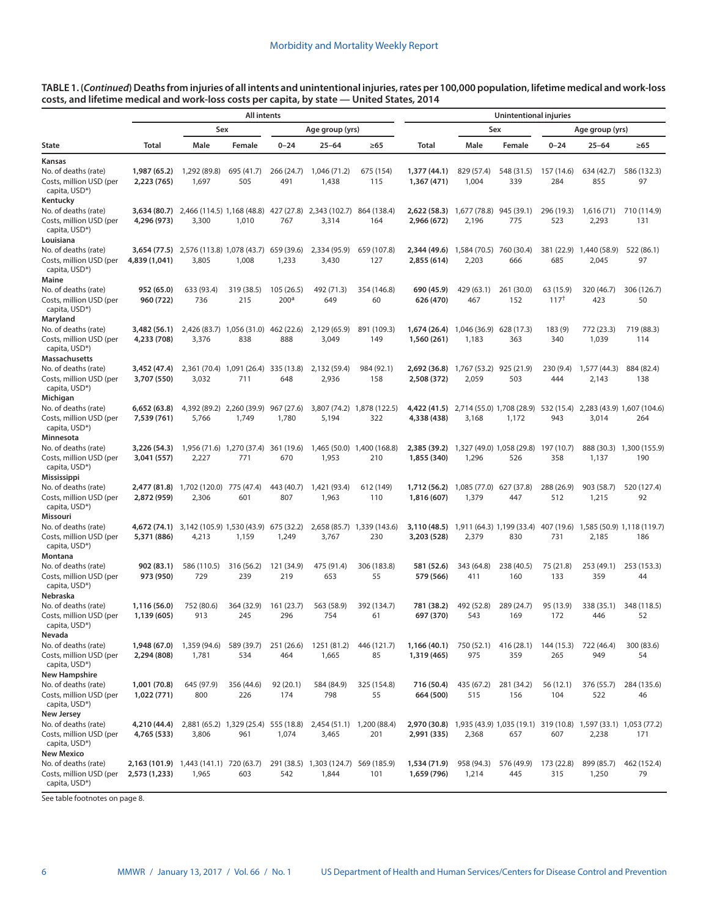**TABLE 1. (*Continued*) Deaths from injuries of all intents and unintentional injuries, rates per 100,000 population, lifetime medical and work-loss costs, and lifetime medical and work-loss costs per capita, by state — United States, 2014**

| State | All intents | | | | | | Unintentional injuries | | | | | |
|---|---|---|---|---|---|---|---|---|---|---|---|---|
| | | Sex | | Age group (yrs) | | | | Sex | | Age group (yrs) | | |
| | Total | Male | Female | 0–24 | 25–64 | ≥65 | Total | Male | Female | 0–24 | 25–64 | ≥65 |
| **Kansas** | | | | | | | | | | | | |
| No. of deaths (rate) | **1,987 (65.2)** | 1,292 (89.8) | 695 (41.7) | 266 (24.7) | 1,046 (71.2) | 675 (154) | **1,377 (44.1)** | 829 (57.4) | 548 (31.5) | 157 (14.6) | 634 (42.7) | 586 (132.3) |
| Costs, million USD (per capita, USD*) | **2,223 (765)** | 1,697 | 505 | 491 | 1,438 | 115 | **1,367 (471)** | 1,004 | 339 | 284 | 855 | 97 |
| **Kentucky** | | | | | | | | | | | | |
| No. of deaths (rate) | **3,634 (80.7)** | 2,466 (114.5) | 1,168 (48.8) | 427 (27.8) | 2,343 (102.7) | 864 (138.4) | **2,622 (58.3)** | 1,677 (78.8) | 945 (39.1) | 296 (19.3) | 1,616 (71) | 710 (114.9) |
| Costs, million USD (per capita, USD*) | **4,296 (973)** | 3,300 | 1,010 | 767 | 3,314 | 164 | **2,966 (672)** | 2,196 | 775 | 523 | 2,293 | 131 |
| **Louisiana** | | | | | | | | | | | | |
| No. of deaths (rate) | **3,654 (77.5)** | 2,576 (113.8) | 1,078 (43.7) | 659 (39.6) | 2,334 (95.9) | 659 (107.8) | **2,344 (49.6)** | 1,584 (70.5) | 760 (30.4) | 381 (22.9) | 1,440 (58.9) | 522 (86.1) |
| Costs, million USD (per capita, USD*) | **4,839 (1,041)** | 3,805 | 1,008 | 1,233 | 3,430 | 127 | **2,855 (614)** | 2,203 | 666 | 685 | 2,045 | 97 |
| **Maine** | | | | | | | | | | | | |
| No. of deaths (rate) | **952 (65.0)** | 633 (93.4) | 319 (38.5) | 105 (26.5) | 492 (71.3) | 354 (146.8) | **690 (45.9)** | 429 (63.1) | 261 (30.0) | 63 (15.9) | 320 (46.7) | 306 (126.7) |
| Costs, million USD (per capita, USD*) | **960 (722)** | 736 | 215 | 200[a] | 649 | 60 | **626 (470)** | 467 | 152 | 117[†] | 423 | 50 |
| **Maryland** | | | | | | | | | | | | |
| No. of deaths (rate) | **3,482 (56.1)** | 2,426 (83.7) | 1,056 (31.0) | 462 (22.6) | 2,129 (65.9) | 891 (109.3) | **1,674 (26.4)** | 1,046 (36.9) | 628 (17.3) | 183 (9) | 772 (23.3) | 719 (88.3) |
| Costs, million USD (per capita, USD*) | **4,233 (708)** | 3,376 | 838 | 888 | 3,049 | 149 | **1,560 (261)** | 1,183 | 363 | 340 | 1,039 | 114 |
| **Massachusetts** | | | | | | | | | | | | |
| No. of deaths (rate) | **3,452 (47.4)** | 2,361 (70.4) | 1,091 (26.4) | 335 (13.8) | 2,132 (59.4) | 984 (92.1) | **2,692 (36.8)** | 1,767 (53.2) | 925 (21.9) | 230 (9.4) | 1,577 (44.3) | 884 (82.4) |
| Costs, million USD (per capita, USD*) | **3,707 (550)** | 3,032 | 711 | 648 | 2,936 | 158 | **2,508 (372)** | 2,059 | 503 | 444 | 2,143 | 138 |
| **Michigan** | | | | | | | | | | | | |
| No. of deaths (rate) | **6,652 (63.8)** | 4,392 (89.2) | 2,260 (39.9) | 967 (27.6) | 3,807 (74.2) | 1,878 (122.5) | **4,422 (41.5)** | 2,714 (55.0) | 1,708 (28.9) | 532 (15.4) | 2,283 (43.9) | 1,607 (104.6) |
| Costs, million USD (per capita, USD*) | **7,539 (761)** | 5,766 | 1,749 | 1,780 | 5,194 | 322 | **4,338 (438)** | 3,168 | 1,172 | 943 | 3,014 | 264 |
| **Minnesota** | | | | | | | | | | | | |
| No. of deaths (rate) | **3,226 (54.3)** | 1,956 (71.6) | 1,270 (37.4) | 361 (19.6) | 1,465 (50.0) | 1,400 (168.8) | **2,385 (39.2)** | 1,327 (49.0) | 1,058 (29.8) | 197 (10.7) | 888 (30.3) | 1,300 (155.9) |
| Costs, million USD (per capita, USD*) | **3,041 (557)** | 2,227 | 771 | 670 | 1,953 | 210 | **1,855 (340)** | 1,296 | 526 | 358 | 1,137 | 190 |
| **Mississippi** | | | | | | | | | | | | |
| No. of deaths (rate) | **2,477 (81.8)** | 1,702 (120.0) | 775 (47.4) | 443 (40.7) | 1,421 (93.4) | 612 (149) | **1,712 (56.2)** | 1,085 (77.0) | 627 (37.8) | 288 (26.9) | 903 (58.7) | 520 (127.4) |
| Costs, million USD (per capita, USD*) | **2,872 (959)** | 2,306 | 601 | 807 | 1,963 | 110 | **1,816 (607)** | 1,379 | 447 | 512 | 1,215 | 92 |
| **Missouri** | | | | | | | | | | | | |
| No. of deaths (rate) | **4,672 (74.1)** | 3,142 (105.9) | 1,530 (43.9) | 675 (32.2) | 2,658 (85.7) | 1,339 (143.6) | **3,110 (48.5)** | 1,911 (64.3) | 1,199 (33.4) | 407 (19.6) | 1,585 (50.9) | 1,118 (119.7) |
| Costs, million USD (per capita, USD*) | **5,371 (886)** | 4,213 | 1,159 | 1,249 | 3,767 | 230 | **3,203 (528)** | 2,379 | 830 | 731 | 2,185 | 186 |
| **Montana** | | | | | | | | | | | | |
| No. of deaths (rate) | **902 (83.1)** | 586 (110.5) | 316 (56.2) | 121 (34.9) | 475 (91.4) | 306 (183.8) | **581 (52.6)** | 343 (64.8) | 238 (40.5) | 75 (21.8) | 253 (49.1) | 253 (153.3) |
| Costs, million USD (per capita, USD*) | **973 (950)** | 729 | 239 | 219 | 653 | 55 | **579 (566)** | 411 | 160 | 133 | 359 | 44 |
| **Nebraska** | | | | | | | | | | | | |
| No. of deaths (rate) | **1,116 (56.0)** | 752 (80.6) | 364 (32.9) | 161 (23.7) | 563 (58.9) | 392 (134.7) | **781 (38.2)** | 492 (52.8) | 289 (24.7) | 95 (13.9) | 338 (35.1) | 348 (118.5) |
| Costs, million USD (per capita, USD*) | **1,139 (605)** | 913 | 245 | 296 | 754 | 61 | **697 (370)** | 543 | 169 | 172 | 446 | 52 |
| **Nevada** | | | | | | | | | | | | |
| No. of deaths (rate) | **1,948 (67.0)** | 1,359 (94.6) | 589 (39.7) | 251 (26.6) | 1251 (81.2) | 446 (121.7) | **1,166 (40.1)** | 750 (52.1) | 416 (28.1) | 144 (15.3) | 722 (46.4) | 300 (83.6) |
| Costs, million USD (per capita, USD*) | **2,294 (808)** | 1,781 | 534 | 464 | 1,665 | 85 | **1,319 (465)** | 975 | 359 | 265 | 949 | 54 |
| **New Hampshire** | | | | | | | | | | | | |
| No. of deaths (rate) | **1,001 (70.8)** | 645 (97.9) | 356 (44.6) | 92 (20.1) | 584 (84.9) | 325 (154.8) | **716 (50.4)** | 435 (67.2) | 281 (34.2) | 56 (12.1) | 376 (55.7) | 284 (135.6) |
| Costs, million USD (per capita, USD*) | **1,022 (771)** | 800 | 226 | 174 | 798 | 55 | **664 (500)** | 515 | 156 | 104 | 522 | 46 |
| **New Jersey** | | | | | | | | | | | | |
| No. of deaths (rate) | **4,210 (44.4)** | 2,881 (65.2) | 1,329 (25.4) | 555 (18.8) | 2,454 (51.1) | 1,200 (88.4) | **2,970 (30.8)** | 1,935 (43.9) | 1,035 (19.1) | 319 (10.8) | 1,597 (33.1) | 1,053 (77.2) |
| Costs, million USD (per capita, USD*) | **4,765 (533)** | 3,806 | 961 | 1,074 | 3,465 | 201 | **2,991 (335)** | 2,368 | 657 | 607 | 2,238 | 171 |
| **New Mexico** | | | | | | | | | | | | |
| No. of deaths (rate) | **2,163 (101.9)** | 1,443 (141.1) | 720 (63.7) | 291 (38.5) | 1,303 (124.7) | 569 (185.9) | **1,534 (71.9)** | 958 (94.3) | 576 (49.9) | 173 (22.8) | 899 (85.7) | 462 (152.4) |
| Costs, million USD (per capita, USD*) | **2,573 (1,233)** | 1,965 | 603 | 542 | 1,844 | 101 | **1,659 (796)** | 1,214 | 445 | 315 | 1,250 | 79 |

See table footnotes on page 8.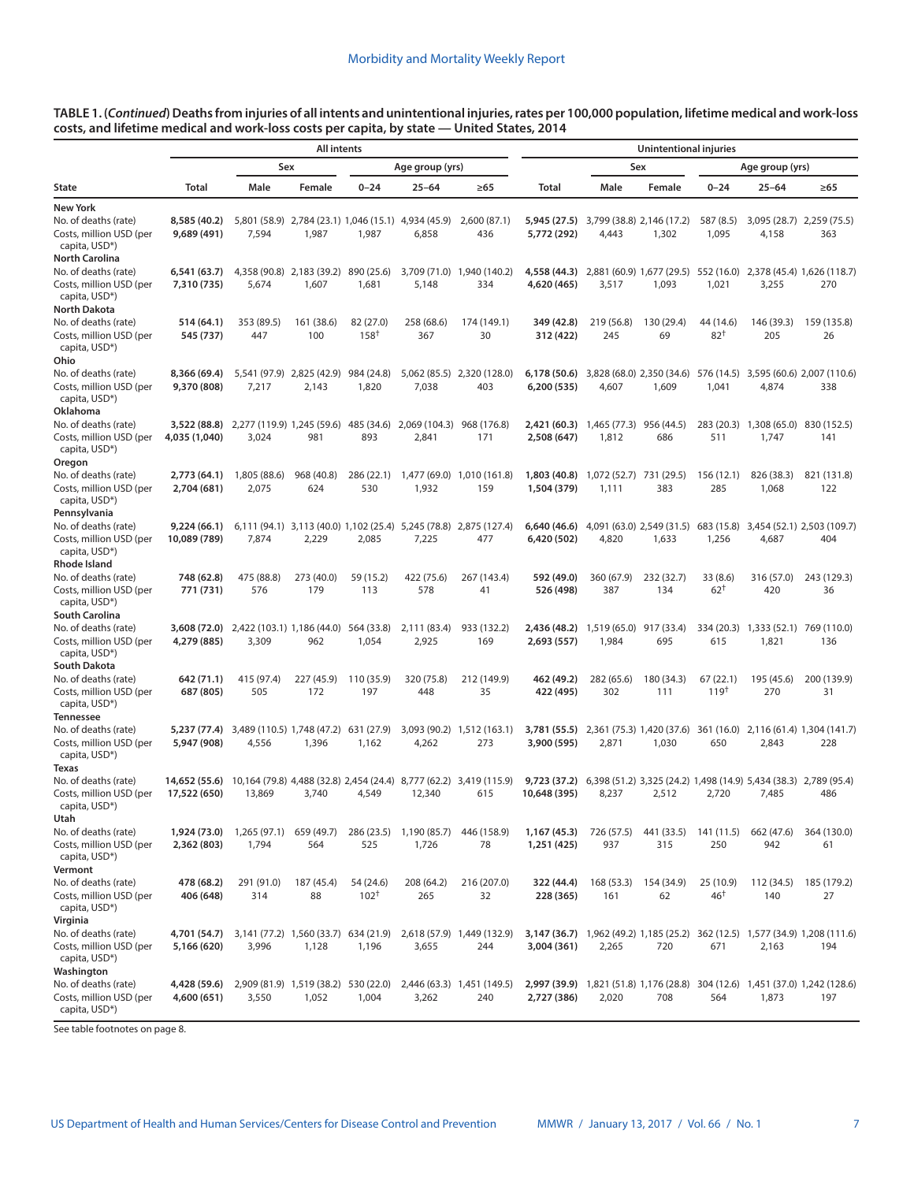**TABLE 1. (*Continued*) Deaths from injuries of all intents and unintentional injuries, rates per 100,000 population, lifetime medical and work-loss costs, and lifetime medical and work-loss costs per capita, by state — United States, 2014**

| State | All intents | | | | | | Unintentional injuries | | | | | |
|---|---|---|---|---|---|---|---|---|---|---|---|---|
| | Total | Sex | | Age group (yrs) | | | Total | Sex | | Age group (yrs) | | |
| | | Male | Female | 0–24 | 25–64 | ≥65 | | Male | Female | 0–24 | 25–64 | ≥65 |
| **New York** | | | | | | | | | | | | |
| No. of deaths (rate) | **8,585 (40.2)** | 5,801 (58.9) | 2,784 (23.1) | 1,046 (15.1) | 4,934 (45.9) | 2,600 (87.1) | **5,945 (27.5)** | 3,799 (38.8) | 2,146 (17.2) | 587 (8.5) | 3,095 (28.7) | 2,259 (75.5) |
| Costs, million USD (per capita, USD*) | **9,689 (491)** | 7,594 | 1,987 | 1,987 | 6,858 | 436 | **5,772 (292)** | 4,443 | 1,302 | 1,095 | 4,158 | 363 |
| **North Carolina** | | | | | | | | | | | | |
| No. of deaths (rate) | **6,541 (63.7)** | 4,358 (90.8) | 2,183 (39.2) | 890 (25.6) | 3,709 (71.0) | 1,940 (140.2) | **4,558 (44.3)** | 2,881 (60.9) | 1,677 (29.5) | 552 (16.0) | 2,378 (45.4) | 1,626 (118.7) |
| Costs, million USD (per capita, USD*) | **7,310 (735)** | 5,674 | 1,607 | 1,681 | 5,148 | 334 | **4,620 (465)** | 3,517 | 1,093 | 1,021 | 3,255 | 270 |
| **North Dakota** | | | | | | | | | | | | |
| No. of deaths (rate) | **514 (64.1)** | 353 (89.5) | 161 (38.6) | 82 (27.0) | 258 (68.6) | 174 (149.1) | **349 (42.8)** | 219 (56.8) | 130 (29.4) | 44 (14.6) | 146 (39.3) | 159 (135.8) |
| Costs, million USD (per capita, USD*) | **545 (737)** | 447 | 100 | 158[†] | 367 | 30 | **312 (422)** | 245 | 69 | 82[†] | 205 | 26 |
| **Ohio** | | | | | | | | | | | | |
| No. of deaths (rate) | **8,366 (69.4)** | 5,541 (97.9) | 2,825 (42.9) | 984 (24.8) | 5,062 (85.5) | 2,320 (128.0) | **6,178 (50.6)** | 3,828 (68.0) | 2,350 (34.6) | 576 (14.5) | 3,595 (60.6) | 2,007 (110.6) |
| Costs, million USD (per capita, USD*) | **9,370 (808)** | 7,217 | 2,143 | 1,820 | 7,038 | 403 | **6,200 (535)** | 4,607 | 1,609 | 1,041 | 4,874 | 338 |
| **Oklahoma** | | | | | | | | | | | | |
| No. of deaths (rate) | **3,522 (88.8)** | 2,277 (119.9) | 1,245 (59.6) | 485 (34.6) | 2,069 (104.3) | 968 (176.8) | **2,421 (60.3)** | 1,465 (77.3) | 956 (44.5) | 283 (20.3) | 1,308 (65.0) | 830 (152.5) |
| Costs, million USD (per capita, USD*) | **4,035 (1,040)** | 3,024 | 981 | 893 | 2,841 | 171 | **2,508 (647)** | 1,812 | 686 | 511 | 1,747 | 141 |
| **Oregon** | | | | | | | | | | | | |
| No. of deaths (rate) | **2,773 (64.1)** | 1,805 (88.6) | 968 (40.8) | 286 (22.1) | 1,477 (69.0) | 1,010 (161.8) | **1,803 (40.8)** | 1,072 (52.7) | 731 (29.5) | 156 (12.1) | 826 (38.3) | 821 (131.8) |
| Costs, million USD (per capita, USD*) | **2,704 (681)** | 2,075 | 624 | 530 | 1,932 | 159 | **1,504 (379)** | 1,111 | 383 | 285 | 1,068 | 122 |
| **Pennsylvania** | | | | | | | | | | | | |
| No. of deaths (rate) | **9,224 (66.1)** | 6,111 (94.1) | 3,113 (40.0) | 1,102 (25.4) | 5,245 (78.8) | 2,875 (127.4) | **6,640 (46.6)** | 4,091 (63.0) | 2,549 (31.5) | 683 (15.8) | 3,454 (52.1) | 2,503 (109.7) |
| Costs, million USD (per capita, USD*) | **10,089 (789)** | 7,874 | 2,229 | 2,085 | 7,225 | 477 | **6,420 (502)** | 4,820 | 1,633 | 1,256 | 4,687 | 404 |
| **Rhode Island** | | | | | | | | | | | | |
| No. of deaths (rate) | **748 (62.8)** | 475 (88.8) | 273 (40.0) | 59 (15.2) | 422 (75.6) | 267 (143.4) | **592 (49.0)** | 360 (67.9) | 232 (32.7) | 33 (8.6) | 316 (57.0) | 243 (129.3) |
| Costs, million USD (per capita, USD*) | **771 (731)** | 576 | 179 | 113 | 578 | 41 | **526 (498)** | 387 | 134 | 62[†] | 420 | 36 |
| **South Carolina** | | | | | | | | | | | | |
| No. of deaths (rate) | **3,608 (72.0)** | 2,422 (103.1) | 1,186 (44.0) | 564 (33.8) | 2,111 (83.4) | 933 (132.2) | **2,436 (48.2)** | 1,519 (65.0) | 917 (33.4) | 334 (20.3) | 1,333 (52.1) | 769 (110.0) |
| Costs, million USD (per capita, USD*) | **4,279 (885)** | 3,309 | 962 | 1,054 | 2,925 | 169 | **2,693 (557)** | 1,984 | 695 | 615 | 1,821 | 136 |
| **South Dakota** | | | | | | | | | | | | |
| No. of deaths (rate) | **642 (71.1)** | 415 (97.4) | 227 (45.9) | 110 (35.9) | 320 (75.8) | 212 (149.9) | **462 (49.2)** | 282 (65.6) | 180 (34.3) | 67 (22.1) | 195 (45.6) | 200 (139.9) |
| Costs, million USD (per capita, USD*) | **687 (805)** | 505 | 172 | 197 | 448 | 35 | **422 (495)** | 302 | 111 | 119[†] | 270 | 31 |
| **Tennessee** | | | | | | | | | | | | |
| No. of deaths (rate) | **5,237 (77.4)** | 3,489 (110.5) | 1,748 (47.2) | 631 (27.9) | 3,093 (90.2) | 1,512 (163.1) | **3,781 (55.5)** | 2,361 (75.3) | 1,420 (37.6) | 361 (16.0) | 2,116 (61.4) | 1,304 (141.7) |
| Costs, million USD (per capita, USD*) | **5,947 (908)** | 4,556 | 1,396 | 1,162 | 4,262 | 273 | **3,900 (595)** | 2,871 | 1,030 | 650 | 2,843 | 228 |
| **Texas** | | | | | | | | | | | | |
| No. of deaths (rate) | **14,652 (55.6)** | 10,164 (79.8) | 4,488 (32.8) | 2,454 (24.4) | 8,777 (62.2) | 3,419 (115.9) | **9,723 (37.2)** | 6,398 (51.2) | 3,325 (24.2) | 1,498 (14.9) | 5,434 (38.3) | 2,789 (95.4) |
| Costs, million USD (per capita, USD*) | **17,522 (650)** | 13,869 | 3,740 | 4,549 | 12,340 | 615 | **10,648 (395)** | 8,237 | 2,512 | 2,720 | 7,485 | 486 |
| **Utah** | | | | | | | | | | | | |
| No. of deaths (rate) | **1,924 (73.0)** | 1,265 (97.1) | 659 (49.7) | 286 (23.5) | 1,190 (85.7) | 446 (158.9) | **1,167 (45.3)** | 726 (57.5) | 441 (33.5) | 141 (11.5) | 662 (47.6) | 364 (130.0) |
| Costs, million USD (per capita, USD*) | **2,362 (803)** | 1,794 | 564 | 525 | 1,726 | 78 | **1,251 (425)** | 937 | 315 | 250 | 942 | 61 |
| **Vermont** | | | | | | | | | | | | |
| No. of deaths (rate) | **478 (68.2)** | 291 (91.0) | 187 (45.4) | 54 (24.6) | 208 (64.2) | 216 (207.0) | **322 (44.4)** | 168 (53.3) | 154 (34.9) | 25 (10.9) | 112 (34.5) | 185 (179.2) |
| Costs, million USD (per capita, USD*) | **406 (648)** | 314 | 88 | 102[†] | 265 | 32 | **228 (365)** | 161 | 62 | 46[†] | 140 | 27 |
| **Virginia** | | | | | | | | | | | | |
| No. of deaths (rate) | **4,701 (54.7)** | 3,141 (77.2) | 1,560 (33.7) | 634 (21.9) | 2,618 (57.9) | 1,449 (132.9) | **3,147 (36.7)** | 1,962 (49.2) | 1,185 (25.2) | 362 (12.5) | 1,577 (34.9) | 1,208 (111.6) |
| Costs, million USD (per capita, USD*) | **5,166 (620)** | 3,996 | 1,128 | 1,196 | 3,655 | 244 | **3,004 (361)** | 2,265 | 720 | 671 | 2,163 | 194 |
| **Washington** | | | | | | | | | | | | |
| No. of deaths (rate) | **4,428 (59.6)** | 2,909 (81.9) | 1,519 (38.2) | 530 (22.0) | 2,446 (63.3) | 1,451 (149.5) | **2,997 (39.9)** | 1,821 (51.8) | 1,176 (28.8) | 304 (12.6) | 1,451 (37.0) | 1,242 (128.6) |
| Costs, million USD (per capita, USD*) | **4,600 (651)** | 3,550 | 1,052 | 1,004 | 3,262 | 240 | **2,727 (386)** | 2,020 | 708 | 564 | 1,873 | 197 |

See table footnotes on page 8.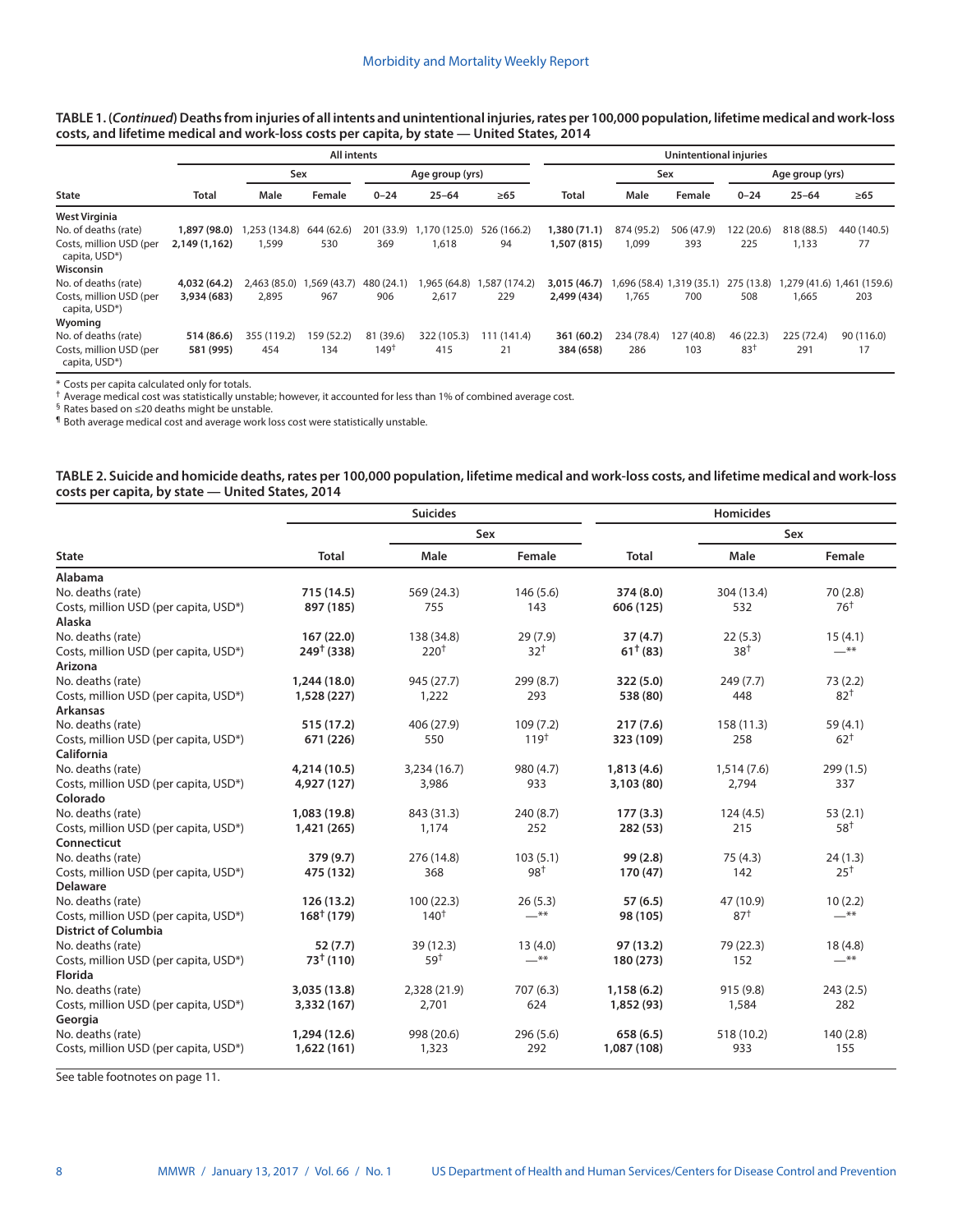**TABLE 1. (*Continued*) Deaths from injuries of all intents and unintentional injuries, rates per 100,000 population, lifetime medical and work-loss costs, and lifetime medical and work-loss costs per capita, by state — United States, 2014**

| | All intents | | | | | | Unintentional injuries | | | | | |
|---|---|---|---|---|---|---|---|---|---|---|---|---|
| | | Sex | | Age group (yrs) | | | | Sex | | Age group (yrs) | | |
| State | Total | Male | Female | 0–24 | 25–64 | ≥65 | Total | Male | Female | 0–24 | 25–64 | ≥65 |
| **West Virginia** | | | | | | | | | | | | |
| No. of deaths (rate) | **1,897 (98.0)** | 1,253 (134.8) | 644 (62.6) | 201 (33.9) | 1,170 (125.0) | 526 (166.2) | **1,380 (71.1)** | 874 (95.2) | 506 (47.9) | 122 (20.6) | 818 (88.5) | 440 (140.5) |
| Costs, million USD (per capita, USD*) | **2,149 (1,162)** | 1,599 | 530 | 369 | 1,618 | 94 | **1,507 (815)** | 1,099 | 393 | 225 | 1,133 | 77 |
| **Wisconsin** | | | | | | | | | | | | |
| No. of deaths (rate) | **4,032 (64.2)** | 2,463 (85.0) | 1,569 (43.7) | 480 (24.1) | 1,965 (64.8) | 1,587 (174.2) | **3,015 (46.7)** | 1,696 (58.4) | 1,319 (35.1) | 275 (13.8) | 1,279 (41.6) | 1,461 (159.6) |
| Costs, million USD (per capita, USD*) | **3,934 (683)** | 2,895 | 967 | 906 | 2,617 | 229 | **2,499 (434)** | 1,765 | 700 | 508 | 1,665 | 203 |
| **Wyoming** | | | | | | | | | | | | |
| No. of deaths (rate) | **514 (86.6)** | 355 (119.2) | 159 (52.2) | 81 (39.6) | 322 (105.3) | 111 (141.4) | **361 (60.2)** | 234 (78.4) | 127 (40.8) | 46 (22.3) | 225 (72.4) | 90 (116.0) |
| Costs, million USD (per capita, USD*) | **581 (995)** | 454 | 134 | 149† | 415 | 21 | **384 (658)** | 286 | 103 | 83† | 291 | 17 |

\* Costs per capita calculated only for totals.
† Average medical cost was statistically unstable; however, it accounted for less than 1% of combined average cost.
§ Rates based on ≤20 deaths might be unstable.
¶ Both average medical cost and average work loss cost were statistically unstable.

**TABLE 2. Suicide and homicide deaths, rates per 100,000 population, lifetime medical and work-loss costs, and lifetime medical and work-loss costs per capita, by state — United States, 2014**

| | Suicides | | | Homicides | | |
|---|---|---|---|---|---|---|
| | | Sex | | | Sex | |
| State | Total | Male | Female | Total | Male | Female |
| **Alabama** | | | | | | |
| No. deaths (rate) | **715 (14.5)** | 569 (24.3) | 146 (5.6) | **374 (8.0)** | 304 (13.4) | 70 (2.8) |
| Costs, million USD (per capita, USD*) | **897 (185)** | 755 | 143 | **606 (125)** | 532 | 76† |
| **Alaska** | | | | | | |
| No. deaths (rate) | **167 (22.0)** | 138 (34.8) | 29 (7.9) | **37 (4.7)** | 22 (5.3) | 15 (4.1) |
| Costs, million USD (per capita, USD*) | **249† (338)** | 220† | 32† | **61† (83)** | 38† | —** |
| **Arizona** | | | | | | |
| No. deaths (rate) | **1,244 (18.0)** | 945 (27.7) | 299 (8.7) | **322 (5.0)** | 249 (7.7) | 73 (2.2) |
| Costs, million USD (per capita, USD*) | **1,528 (227)** | 1,222 | 293 | **538 (80)** | 448 | 82† |
| **Arkansas** | | | | | | |
| No. deaths (rate) | **515 (17.2)** | 406 (27.9) | 109 (7.2) | **217 (7.6)** | 158 (11.3) | 59 (4.1) |
| Costs, million USD (per capita, USD*) | **671 (226)** | 550 | 119† | **323 (109)** | 258 | 62† |
| **California** | | | | | | |
| No. deaths (rate) | **4,214 (10.5)** | 3,234 (16.7) | 980 (4.7) | **1,813 (4.6)** | 1,514 (7.6) | 299 (1.5) |
| Costs, million USD (per capita, USD*) | **4,927 (127)** | 3,986 | 933 | **3,103 (80)** | 2,794 | 337 |
| **Colorado** | | | | | | |
| No. deaths (rate) | **1,083 (19.8)** | 843 (31.3) | 240 (8.7) | **177 (3.3)** | 124 (4.5) | 53 (2.1) |
| Costs, million USD (per capita, USD*) | **1,421 (265)** | 1,174 | 252 | **282 (53)** | 215 | 58† |
| **Connecticut** | | | | | | |
| No. deaths (rate) | **379 (9.7)** | 276 (14.8) | 103 (5.1) | **99 (2.8)** | 75 (4.3) | 24 (1.3) |
| Costs, million USD (per capita, USD*) | **475 (132)** | 368 | 98† | **170 (47)** | 142 | 25† |
| **Delaware** | | | | | | |
| No. deaths (rate) | **126 (13.2)** | 100 (22.3) | 26 (5.3) | **57 (6.5)** | 47 (10.9) | 10 (2.2) |
| Costs, million USD (per capita, USD*) | **168† (179)** | 140† | —** | **98 (105)** | 87† | —** |
| **District of Columbia** | | | | | | |
| No. deaths (rate) | **52 (7.7)** | 39 (12.3) | 13 (4.0) | **97 (13.2)** | 79 (22.3) | 18 (4.8) |
| Costs, million USD (per capita, USD*) | **73† (110)** | 59† | —** | **180 (273)** | 152 | —** |
| **Florida** | | | | | | |
| No. deaths (rate) | **3,035 (13.8)** | 2,328 (21.9) | 707 (6.3) | **1,158 (6.2)** | 915 (9.8) | 243 (2.5) |
| Costs, million USD (per capita, USD*) | **3,332 (167)** | 2,701 | 624 | **1,852 (93)** | 1,584 | 282 |
| **Georgia** | | | | | | |
| No. deaths (rate) | **1,294 (12.6)** | 998 (20.6) | 296 (5.6) | **658 (6.5)** | 518 (10.2) | 140 (2.8) |
| Costs, million USD (per capita, USD*) | **1,622 (161)** | 1,323 | 292 | **1,087 (108)** | 933 | 155 |

See table footnotes on page 11.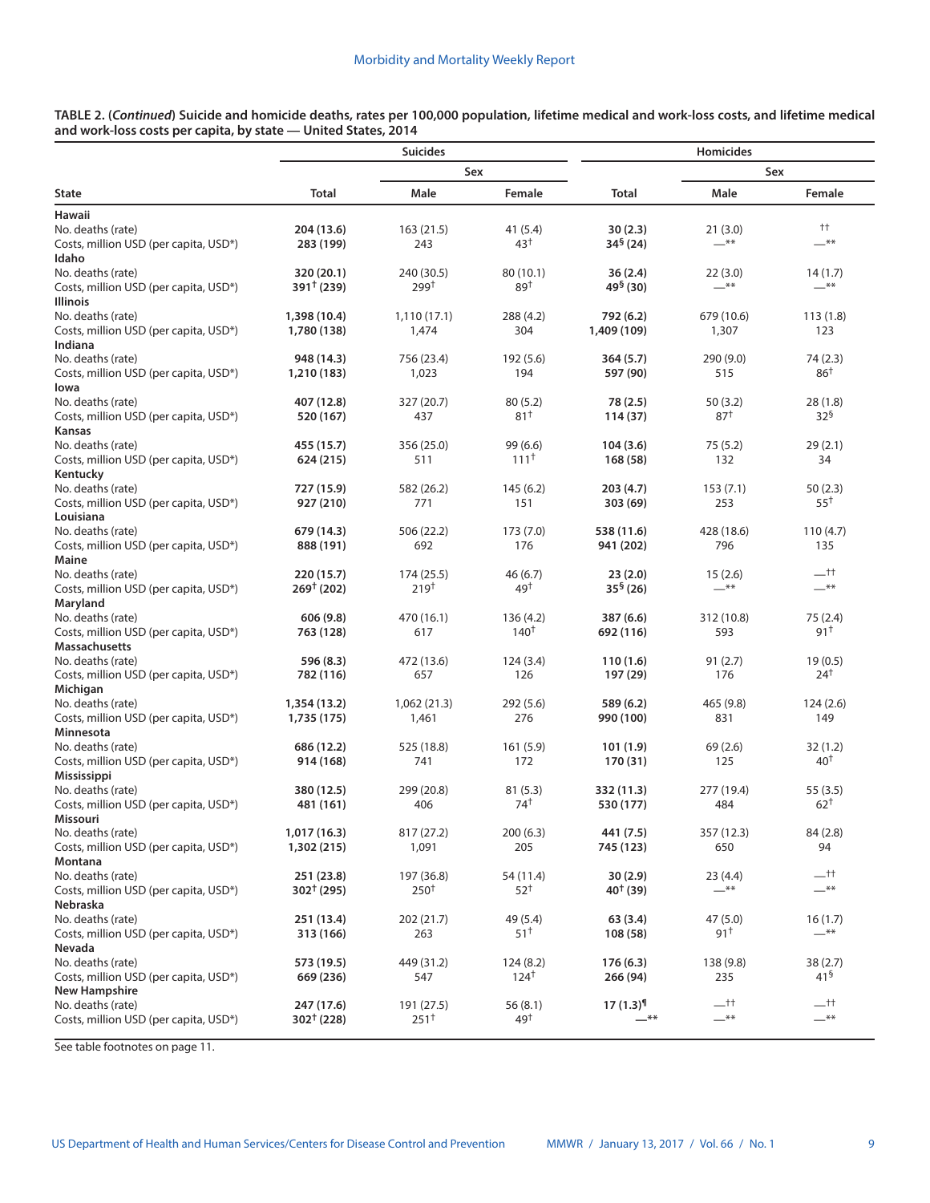**TABLE 2. (*Continued*) Suicide and homicide deaths, rates per 100,000 population, lifetime medical and work-loss costs, and lifetime medical and work-loss costs per capita, by state — United States, 2014**

| State | Suicides | | | Homicides | | |
|---|---|---|---|---|---|---|
| | | Sex | | | Sex | |
| | Total | Male | Female | Total | Male | Female |
| **Hawaii** | | | | | | |
| No. deaths (rate) | **204 (13.6)** | 163 (21.5) | 41 (5.4) | **30 (2.3)** | 21 (3.0) | †† |
| Costs, million USD (per capita, USD*) | **283 (199)** | 243 | 43† | **34§ (24)** | —** | —** |
| **Idaho** | | | | | | |
| No. deaths (rate) | **320 (20.1)** | 240 (30.5) | 80 (10.1) | **36 (2.4)** | 22 (3.0) | 14 (1.7) |
| Costs, million USD (per capita, USD*) | **391† (239)** | 299† | 89† | **49§ (30)** | —** | —** |
| **Illinois** | | | | | | |
| No. deaths (rate) | **1,398 (10.4)** | 1,110 (17.1) | 288 (4.2) | **792 (6.2)** | 679 (10.6) | 113 (1.8) |
| Costs, million USD (per capita, USD*) | **1,780 (138)** | 1,474 | 304 | **1,409 (109)** | 1,307 | 123 |
| **Indiana** | | | | | | |
| No. deaths (rate) | **948 (14.3)** | 756 (23.4) | 192 (5.6) | **364 (5.7)** | 290 (9.0) | 74 (2.3) |
| Costs, million USD (per capita, USD*) | **1,210 (183)** | 1,023 | 194 | **597 (90)** | 515 | 86† |
| **Iowa** | | | | | | |
| No. deaths (rate) | **407 (12.8)** | 327 (20.7) | 80 (5.2) | **78 (2.5)** | 50 (3.2) | 28 (1.8) |
| Costs, million USD (per capita, USD*) | **520 (167)** | 437 | 81† | **114 (37)** | 87† | 32§ |
| **Kansas** | | | | | | |
| No. deaths (rate) | **455 (15.7)** | 356 (25.0) | 99 (6.6) | **104 (3.6)** | 75 (5.2) | 29 (2.1) |
| Costs, million USD (per capita, USD*) | **624 (215)** | 511 | 111† | **168 (58)** | 132 | 34 |
| **Kentucky** | | | | | | |
| No. deaths (rate) | **727 (15.9)** | 582 (26.2) | 145 (6.2) | **203 (4.7)** | 153 (7.1) | 50 (2.3) |
| Costs, million USD (per capita, USD*) | **927 (210)** | 771 | 151 | **303 (69)** | 253 | 55† |
| **Louisiana** | | | | | | |
| No. deaths (rate) | **679 (14.3)** | 506 (22.2) | 173 (7.0) | **538 (11.6)** | 428 (18.6) | 110 (4.7) |
| Costs, million USD (per capita, USD*) | **888 (191)** | 692 | 176 | **941 (202)** | 796 | 135 |
| **Maine** | | | | | | |
| No. deaths (rate) | **220 (15.7)** | 174 (25.5) | 46 (6.7) | **23 (2.0)** | 15 (2.6) | —†† |
| Costs, million USD (per capita, USD*) | **269† (202)** | 219† | 49† | **35§ (26)** | —** | —** |
| **Maryland** | | | | | | |
| No. deaths (rate) | **606 (9.8)** | 470 (16.1) | 136 (4.2) | **387 (6.6)** | 312 (10.8) | 75 (2.4) |
| Costs, million USD (per capita, USD*) | **763 (128)** | 617 | 140† | **692 (116)** | 593 | 91† |
| **Massachusetts** | | | | | | |
| No. deaths (rate) | **596 (8.3)** | 472 (13.6) | 124 (3.4) | **110 (1.6)** | 91 (2.7) | 19 (0.5) |
| Costs, million USD (per capita, USD*) | **782 (116)** | 657 | 126 | **197 (29)** | 176 | 24† |
| **Michigan** | | | | | | |
| No. deaths (rate) | **1,354 (13.2)** | 1,062 (21.3) | 292 (5.6) | **589 (6.2)** | 465 (9.8) | 124 (2.6) |
| Costs, million USD (per capita, USD*) | **1,735 (175)** | 1,461 | 276 | **990 (100)** | 831 | 149 |
| **Minnesota** | | | | | | |
| No. deaths (rate) | **686 (12.2)** | 525 (18.8) | 161 (5.9) | **101 (1.9)** | 69 (2.6) | 32 (1.2) |
| Costs, million USD (per capita, USD*) | **914 (168)** | 741 | 172 | **170 (31)** | 125 | 40† |
| **Mississippi** | | | | | | |
| No. deaths (rate) | **380 (12.5)** | 299 (20.8) | 81 (5.3) | **332 (11.3)** | 277 (19.4) | 55 (3.5) |
| Costs, million USD (per capita, USD*) | **481 (161)** | 406 | 74† | **530 (177)** | 484 | 62† |
| **Missouri** | | | | | | |
| No. deaths (rate) | **1,017 (16.3)** | 817 (27.2) | 200 (6.3) | **441 (7.5)** | 357 (12.3) | 84 (2.8) |
| Costs, million USD (per capita, USD*) | **1,302 (215)** | 1,091 | 205 | **745 (123)** | 650 | 94 |
| **Montana** | | | | | | |
| No. deaths (rate) | **251 (23.8)** | 197 (36.8) | 54 (11.4) | **30 (2.9)** | 23 (4.4) | —†† |
| Costs, million USD (per capita, USD*) | **302† (295)** | 250† | 52† | **40† (39)** | —** | —** |
| **Nebraska** | | | | | | |
| No. deaths (rate) | **251 (13.4)** | 202 (21.7) | 49 (5.4) | **63 (3.4)** | 47 (5.0) | 16 (1.7) |
| Costs, million USD (per capita, USD*) | **313 (166)** | 263 | 51† | **108 (58)** | 91† | —** |
| **Nevada** | | | | | | |
| No. deaths (rate) | **573 (19.5)** | 449 (31.2) | 124 (8.2) | **176 (6.3)** | 138 (9.8) | 38 (2.7) |
| Costs, million USD (per capita, USD*) | **669 (236)** | 547 | 124† | **266 (94)** | 235 | 41§ |
| **New Hampshire** | | | | | | |
| No. deaths (rate) | **247 (17.6)** | 191 (27.5) | 56 (8.1) | **17 (1.3)¶** | —†† | —†† |
| Costs, million USD (per capita, USD*) | **302† (228)** | 251† | 49† | **—\*\*** | —** | —** |

See table footnotes on page 11.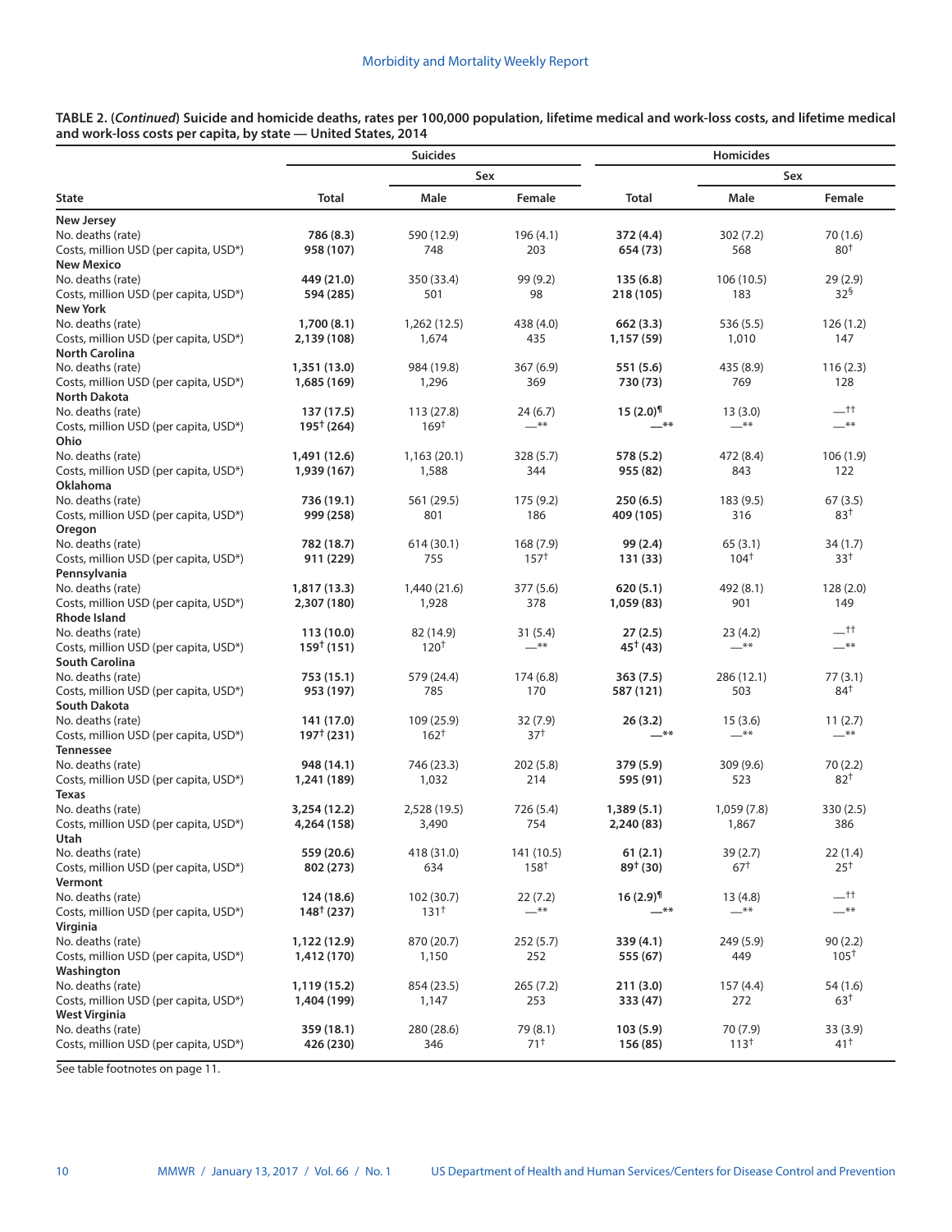**TABLE 2. (*Continued*) Suicide and homicide deaths, rates per 100,000 population, lifetime medical and work-loss costs, and lifetime medical and work-loss costs per capita, by state — United States, 2014**

| State | Suicides | | | Homicides | | |
|---|---|---|---|---|---|---|
| | | Sex | | | Sex | |
| | Total | Male | Female | Total | Male | Female |
| **New Jersey** | | | | | | |
| No. deaths (rate) | **786 (8.3)** | 590 (12.9) | 196 (4.1) | **372 (4.4)** | 302 (7.2) | 70 (1.6) |
| Costs, million USD (per capita, USD*) | **958 (107)** | 748 | 203 | **654 (73)** | 568 | 80† |
| **New Mexico** | | | | | | |
| No. deaths (rate) | **449 (21.0)** | 350 (33.4) | 99 (9.2) | **135 (6.8)** | 106 (10.5) | 29 (2.9) |
| Costs, million USD (per capita, USD*) | **594 (285)** | 501 | 98 | **218 (105)** | 183 | 32§ |
| **New York** | | | | | | |
| No. deaths (rate) | **1,700 (8.1)** | 1,262 (12.5) | 438 (4.0) | **662 (3.3)** | 536 (5.5) | 126 (1.2) |
| Costs, million USD (per capita, USD*) | **2,139 (108)** | 1,674 | 435 | **1,157 (59)** | 1,010 | 147 |
| **North Carolina** | | | | | | |
| No. deaths (rate) | **1,351 (13.0)** | 984 (19.8) | 367 (6.9) | **551 (5.6)** | 435 (8.9) | 116 (2.3) |
| Costs, million USD (per capita, USD*) | **1,685 (169)** | 1,296 | 369 | **730 (73)** | 769 | 128 |
| **North Dakota** | | | | | | |
| No. deaths (rate) | **137 (17.5)** | 113 (27.8) | 24 (6.7) | **15 (2.0)¶** | 13 (3.0) | —†† |
| Costs, million USD (per capita, USD*) | **195† (264)** | 169† | —** | **—**** | —** | —** |
| **Ohio** | | | | | | |
| No. deaths (rate) | **1,491 (12.6)** | 1,163 (20.1) | 328 (5.7) | **578 (5.2)** | 472 (8.4) | 106 (1.9) |
| Costs, million USD (per capita, USD*) | **1,939 (167)** | 1,588 | 344 | **955 (82)** | 843 | 122 |
| **Oklahoma** | | | | | | |
| No. deaths (rate) | **736 (19.1)** | 561 (29.5) | 175 (9.2) | **250 (6.5)** | 183 (9.5) | 67 (3.5) |
| Costs, million USD (per capita, USD*) | **999 (258)** | 801 | 186 | **409 (105)** | 316 | 83† |
| **Oregon** | | | | | | |
| No. deaths (rate) | **782 (18.7)** | 614 (30.1) | 168 (7.9) | **99 (2.4)** | 65 (3.1) | 34 (1.7) |
| Costs, million USD (per capita, USD*) | **911 (229)** | 755 | 157† | **131 (33)** | 104† | 33† |
| **Pennsylvania** | | | | | | |
| No. deaths (rate) | **1,817 (13.3)** | 1,440 (21.6) | 377 (5.6) | **620 (5.1)** | 492 (8.1) | 128 (2.0) |
| Costs, million USD (per capita, USD*) | **2,307 (180)** | 1,928 | 378 | **1,059 (83)** | 901 | 149 |
| **Rhode Island** | | | | | | |
| No. deaths (rate) | **113 (10.0)** | 82 (14.9) | 31 (5.4) | **27 (2.5)** | 23 (4.2) | —†† |
| Costs, million USD (per capita, USD*) | **159† (151)** | 120† | —** | **45† (43)** | —** | —** |
| **South Carolina** | | | | | | |
| No. deaths (rate) | **753 (15.1)** | 579 (24.4) | 174 (6.8) | **363 (7.5)** | 286 (12.1) | 77 (3.1) |
| Costs, million USD (per capita, USD*) | **953 (197)** | 785 | 170 | **587 (121)** | 503 | 84† |
| **South Dakota** | | | | | | |
| No. deaths (rate) | **141 (17.0)** | 109 (25.9) | 32 (7.9) | **26 (3.2)** | 15 (3.6) | 11 (2.7) |
| Costs, million USD (per capita, USD*) | **197† (231)** | 162† | 37† | **—**** | —** | —** |
| **Tennessee** | | | | | | |
| No. deaths (rate) | **948 (14.1)** | 746 (23.3) | 202 (5.8) | **379 (5.9)** | 309 (9.6) | 70 (2.2) |
| Costs, million USD (per capita, USD*) | **1,241 (189)** | 1,032 | 214 | **595 (91)** | 523 | 82† |
| **Texas** | | | | | | |
| No. deaths (rate) | **3,254 (12.2)** | 2,528 (19.5) | 726 (5.4) | **1,389 (5.1)** | 1,059 (7.8) | 330 (2.5) |
| Costs, million USD (per capita, USD*) | **4,264 (158)** | 3,490 | 754 | **2,240 (83)** | 1,867 | 386 |
| **Utah** | | | | | | |
| No. deaths (rate) | **559 (20.6)** | 418 (31.0) | 141 (10.5) | **61 (2.1)** | 39 (2.7) | 22 (1.4) |
| Costs, million USD (per capita, USD*) | **802 (273)** | 634 | 158† | **89† (30)** | 67† | 25† |
| **Vermont** | | | | | | |
| No. deaths (rate) | **124 (18.6)** | 102 (30.7) | 22 (7.2) | **16 (2.9)¶** | 13 (4.8) | —†† |
| Costs, million USD (per capita, USD*) | **148† (237)** | 131† | —** | **—**** | —** | —** |
| **Virginia** | | | | | | |
| No. deaths (rate) | **1,122 (12.9)** | 870 (20.7) | 252 (5.7) | **339 (4.1)** | 249 (5.9) | 90 (2.2) |
| Costs, million USD (per capita, USD*) | **1,412 (170)** | 1,150 | 252 | **555 (67)** | 449 | 105† |
| **Washington** | | | | | | |
| No. deaths (rate) | **1,119 (15.2)** | 854 (23.5) | 265 (7.2) | **211 (3.0)** | 157 (4.4) | 54 (1.6) |
| Costs, million USD (per capita, USD*) | **1,404 (199)** | 1,147 | 253 | **333 (47)** | 272 | 63† |
| **West Virginia** | | | | | | |
| No. deaths (rate) | **359 (18.1)** | 280 (28.6) | 79 (8.1) | **103 (5.9)** | 70 (7.9) | 33 (3.9) |
| Costs, million USD (per capita, USD*) | **426 (230)** | 346 | 71† | **156 (85)** | 113† | 41† |

See table footnotes on page 11.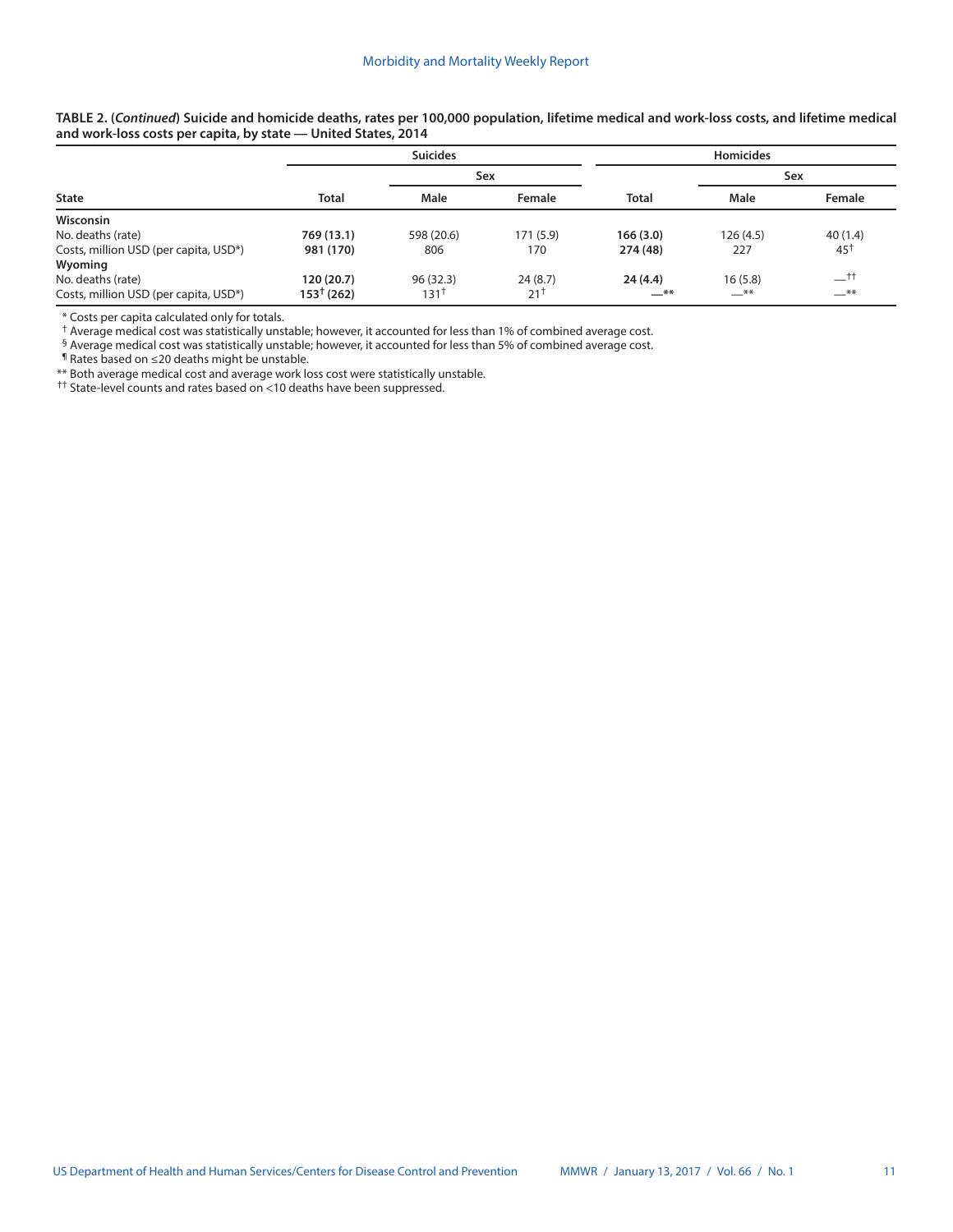**TABLE 2. (*Continued*) Suicide and homicide deaths, rates per 100,000 population, lifetime medical and work-loss costs, and lifetime medical and work-loss costs per capita, by state — United States, 2014**

| State | Suicides | | | Homicides | | |
|---|---|---|---|---|---|---|
| | | Sex | | | Sex | |
| | Total | Male | Female | Total | Male | Female |
| **Wisconsin** | | | | | | |
| No. deaths (rate) | **769 (13.1)** | 598 (20.6) | 171 (5.9) | **166 (3.0)** | 126 (4.5) | 40 (1.4) |
| Costs, million USD (per capita, USD*) | **981 (170)** | 806 | 170 | **274 (48)** | 227 | 45† |
| **Wyoming** | | | | | | |
| No. deaths (rate) | **120 (20.7)** | 96 (32.3) | 24 (8.7) | **24 (4.4)** | 16 (5.8) | —†† |
| Costs, million USD (per capita, USD*) | **153† (262)** | 131† | 21† | —** | —** | —** |

\* Costs per capita calculated only for totals.

† Average medical cost was statistically unstable; however, it accounted for less than 1% of combined average cost.

§ Average medical cost was statistically unstable; however, it accounted for less than 5% of combined average cost.

¶ Rates based on ≤20 deaths might be unstable.

** Both average medical cost and average work loss cost were statistically unstable.

†† State-level counts and rates based on <10 deaths have been suppressed.